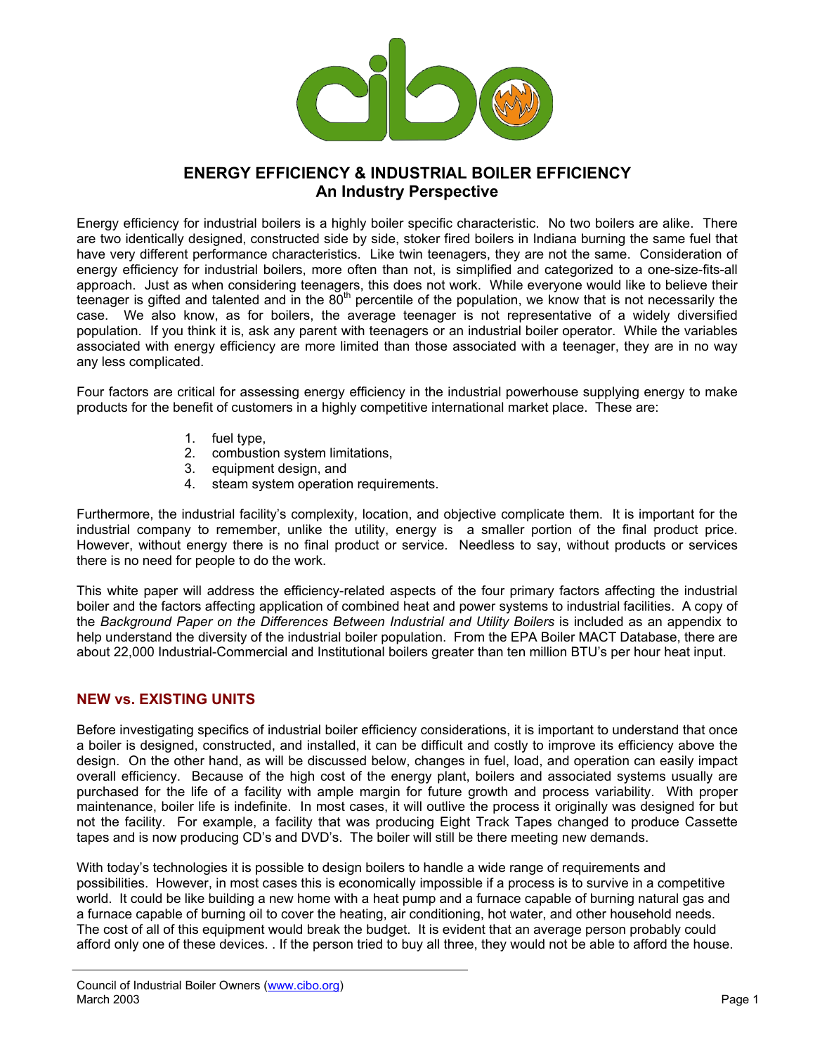# ENERGY EFFICIENCY & INDUSTRIAL BOILER EFFICIENCY
## An Industry Perspective

Energy efficiency for industrial boilers is a highly boiler specific characteristic. No two boilers are alike. There are two identically designed, constructed side by side, stoker fired boilers in Indiana burning the same fuel that have very different performance characteristics. Like twin teenagers, they are not the same. Consideration of energy efficiency for industrial boilers, more often than not, is simplified and categorized to a one-size-fits-all approach. Just as when considering teenagers, this does not work. While everyone would like to believe their teenager is gifted and talented and in the 80th percentile of the population, we know that is not necessarily the case. We also know, as for boilers, the average teenager is not representative of a widely diversified population. If you think it is, ask any parent with teenagers or an industrial boiler operator. While the variables associated with energy efficiency are more limited than those associated with a teenager, they are in no way any less complicated.

Four factors are critical for assessing energy efficiency in the industrial powerhouse supplying energy to make products for the benefit of customers in a highly competitive international market place. These are:

1. fuel type,
2. combustion system limitations,
3. equipment design, and
4. steam system operation requirements.

Furthermore, the industrial facility's complexity, location, and objective complicate them. It is important for the industrial company to remember, unlike the utility, energy is a smaller portion of the final product price. However, without energy there is no final product or service. Needless to say, without products or services there is no need for people to do the work.

This white paper will address the efficiency-related aspects of the four primary factors affecting the industrial boiler and the factors affecting application of combined heat and power systems to industrial facilities. A copy of the *Background Paper on the Differences Between Industrial and Utility Boilers* is included as an appendix to help understand the diversity of the industrial boiler population. From the EPA Boiler MACT Database, there are about 22,000 Industrial-Commercial and Institutional boilers greater than ten million BTU's per hour heat input.

## NEW vs. EXISTING UNITS

Before investigating specifics of industrial boiler efficiency considerations, it is important to understand that once a boiler is designed, constructed, and installed, it can be difficult and costly to improve its efficiency above the design. On the other hand, as will be discussed below, changes in fuel, load, and operation can easily impact overall efficiency. Because of the high cost of the energy plant, boilers and associated systems usually are purchased for the life of a facility with ample margin for future growth and process variability. With proper maintenance, boiler life is indefinite. In most cases, it will outlive the process it originally was designed for but not the facility. For example, a facility that was producing Eight Track Tapes changed to produce Cassette tapes and is now producing CD's and DVD's. The boiler will still be there meeting new demands.

With today's technologies it is possible to design boilers to handle a wide range of requirements and possibilities. However, in most cases this is economically impossible if a process is to survive in a competitive world. It could be like building a new home with a heat pump and a furnace capable of burning natural gas and a furnace capable of burning oil to cover the heating, air conditioning, hot water, and other household needs. The cost of all of this equipment would break the budget. It is evident that an average person probably could afford only one of these devices. . If the person tried to buy all three, they would not be able to afford the house.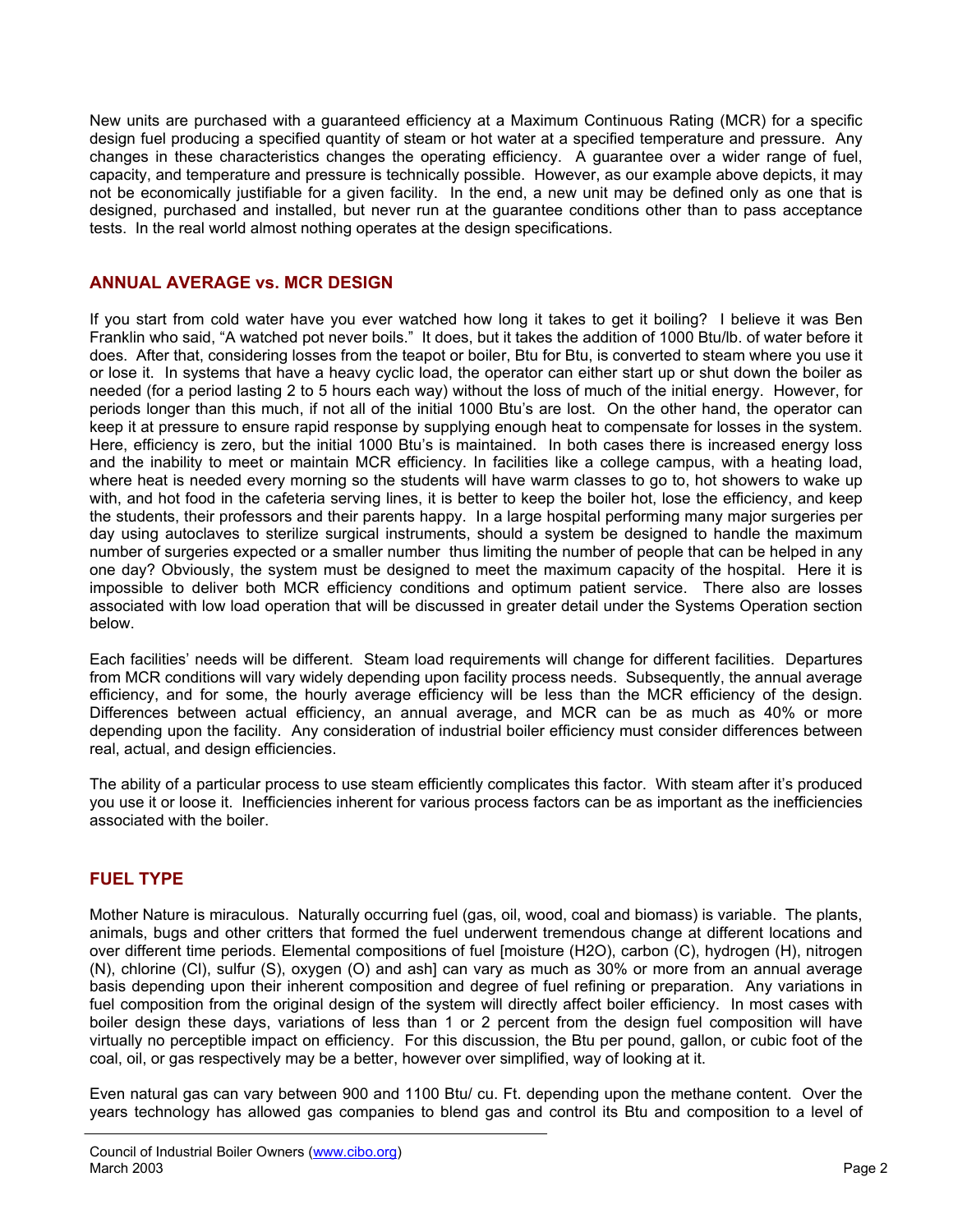New units are purchased with a guaranteed efficiency at a Maximum Continuous Rating (MCR) for a specific design fuel producing a specified quantity of steam or hot water at a specified temperature and pressure. Any changes in these characteristics changes the operating efficiency. A guarantee over a wider range of fuel, capacity, and temperature and pressure is technically possible. However, as our example above depicts, it may not be economically justifiable for a given facility. In the end, a new unit may be defined only as one that is designed, purchased and installed, but never run at the guarantee conditions other than to pass acceptance tests. In the real world almost nothing operates at the design specifications.

## ANNUAL AVERAGE vs. MCR DESIGN

If you start from cold water have you ever watched how long it takes to get it boiling? I believe it was Ben Franklin who said, "A watched pot never boils." It does, but it takes the addition of 1000 Btu/lb. of water before it does. After that, considering losses from the teapot or boiler, Btu for Btu, is converted to steam where you use it or lose it. In systems that have a heavy cyclic load, the operator can either start up or shut down the boiler as needed (for a period lasting 2 to 5 hours each way) without the loss of much of the initial energy. However, for periods longer than this much, if not all of the initial 1000 Btu's are lost. On the other hand, the operator can keep it at pressure to ensure rapid response by supplying enough heat to compensate for losses in the system. Here, efficiency is zero, but the initial 1000 Btu's is maintained. In both cases there is increased energy loss and the inability to meet or maintain MCR efficiency. In facilities like a college campus, with a heating load, where heat is needed every morning so the students will have warm classes to go to, hot showers to wake up with, and hot food in the cafeteria serving lines, it is better to keep the boiler hot, lose the efficiency, and keep the students, their professors and their parents happy. In a large hospital performing many major surgeries per day using autoclaves to sterilize surgical instruments, should a system be designed to handle the maximum number of surgeries expected or a smaller number thus limiting the number of people that can be helped in any one day? Obviously, the system must be designed to meet the maximum capacity of the hospital. Here it is impossible to deliver both MCR efficiency conditions and optimum patient service. There also are losses associated with low load operation that will be discussed in greater detail under the Systems Operation section below.

Each facilities' needs will be different. Steam load requirements will change for different facilities. Departures from MCR conditions will vary widely depending upon facility process needs. Subsequently, the annual average efficiency, and for some, the hourly average efficiency will be less than the MCR efficiency of the design. Differences between actual efficiency, an annual average, and MCR can be as much as 40% or more depending upon the facility. Any consideration of industrial boiler efficiency must consider differences between real, actual, and design efficiencies.

The ability of a particular process to use steam efficiently complicates this factor. With steam after it's produced you use it or loose it. Inefficiencies inherent for various process factors can be as important as the inefficiencies associated with the boiler.

## FUEL TYPE

Mother Nature is miraculous. Naturally occurring fuel (gas, oil, wood, coal and biomass) is variable. The plants, animals, bugs and other critters that formed the fuel underwent tremendous change at different locations and over different time periods. Elemental compositions of fuel [moisture ($H_2O$), carbon (C), hydrogen (H), nitrogen (N), chlorine (Cl), sulfur (S), oxygen (O) and ash] can vary as much as 30% or more from an annual average basis depending upon their inherent composition and degree of fuel refining or preparation. Any variations in fuel composition from the original design of the system will directly affect boiler efficiency. In most cases with boiler design these days, variations of less than 1 or 2 percent from the design fuel composition will have virtually no perceptible impact on efficiency. For this discussion, the Btu per pound, gallon, or cubic foot of the coal, oil, or gas respectively may be a better, however over simplified, way of looking at it.

Even natural gas can vary between 900 and 1100 Btu/ cu. Ft. depending upon the methane content. Over the years technology has allowed gas companies to blend gas and control its Btu and composition to a level of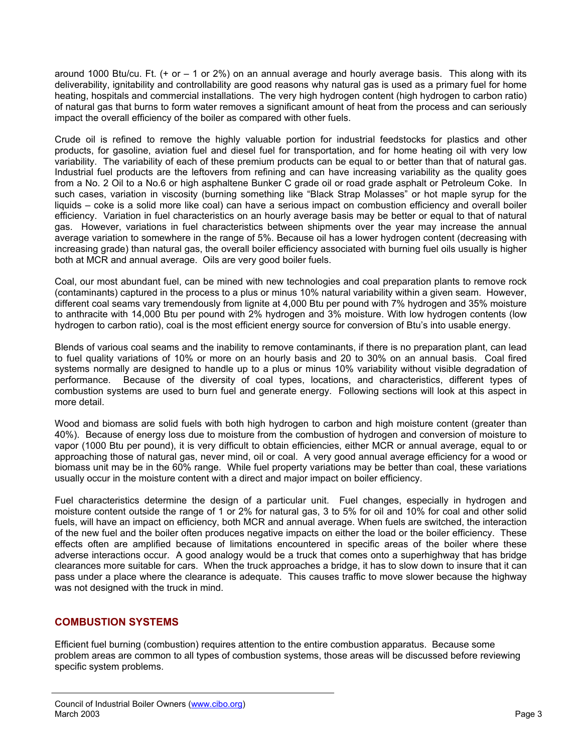around 1000 Btu/cu. Ft. (+ or – 1 or 2%) on an annual average and hourly average basis. This along with its deliverability, ignitability and controllability are good reasons why natural gas is used as a primary fuel for home heating, hospitals and commercial installations. The very high hydrogen content (high hydrogen to carbon ratio) of natural gas that burns to form water removes a significant amount of heat from the process and can seriously impact the overall efficiency of the boiler as compared with other fuels.

Crude oil is refined to remove the highly valuable portion for industrial feedstocks for plastics and other products, for gasoline, aviation fuel and diesel fuel for transportation, and for home heating oil with very low variability. The variability of each of these premium products can be equal to or better than that of natural gas. Industrial fuel products are the leftovers from refining and can have increasing variability as the quality goes from a No. 2 Oil to a No.6 or high asphaltene Bunker C grade oil or road grade asphalt or Petroleum Coke. In such cases, variation in viscosity (burning something like "Black Strap Molasses" or hot maple syrup for the liquids – coke is a solid more like coal) can have a serious impact on combustion efficiency and overall boiler efficiency. Variation in fuel characteristics on an hourly average basis may be better or equal to that of natural gas. However, variations in fuel characteristics between shipments over the year may increase the annual average variation to somewhere in the range of 5%. Because oil has a lower hydrogen content (decreasing with increasing grade) than natural gas, the overall boiler efficiency associated with burning fuel oils usually is higher both at MCR and annual average. Oils are very good boiler fuels.

Coal, our most abundant fuel, can be mined with new technologies and coal preparation plants to remove rock (contaminants) captured in the process to a plus or minus 10% natural variability within a given seam. However, different coal seams vary tremendously from lignite at 4,000 Btu per pound with 7% hydrogen and 35% moisture to anthracite with 14,000 Btu per pound with 2% hydrogen and 3% moisture. With low hydrogen contents (low hydrogen to carbon ratio), coal is the most efficient energy source for conversion of Btu's into usable energy.

Blends of various coal seams and the inability to remove contaminants, if there is no preparation plant, can lead to fuel quality variations of 10% or more on an hourly basis and 20 to 30% on an annual basis. Coal fired systems normally are designed to handle up to a plus or minus 10% variability without visible degradation of performance. Because of the diversity of coal types, locations, and characteristics, different types of combustion systems are used to burn fuel and generate energy. Following sections will look at this aspect in more detail.

Wood and biomass are solid fuels with both high hydrogen to carbon and high moisture content (greater than 40%). Because of energy loss due to moisture from the combustion of hydrogen and conversion of moisture to vapor (1000 Btu per pound), it is very difficult to obtain efficiencies, either MCR or annual average, equal to or approaching those of natural gas, never mind, oil or coal. A very good annual average efficiency for a wood or biomass unit may be in the 60% range. While fuel property variations may be better than coal, these variations usually occur in the moisture content with a direct and major impact on boiler efficiency.

Fuel characteristics determine the design of a particular unit. Fuel changes, especially in hydrogen and moisture content outside the range of 1 or 2% for natural gas, 3 to 5% for oil and 10% for coal and other solid fuels, will have an impact on efficiency, both MCR and annual average. When fuels are switched, the interaction of the new fuel and the boiler often produces negative impacts on either the load or the boiler efficiency. These effects often are amplified because of limitations encountered in specific areas of the boiler where these adverse interactions occur. A good analogy would be a truck that comes onto a superhighway that has bridge clearances more suitable for cars. When the truck approaches a bridge, it has to slow down to insure that it can pass under a place where the clearance is adequate. This causes traffic to move slower because the highway was not designed with the truck in mind.

## COMBUSTION SYSTEMS

Efficient fuel burning (combustion) requires attention to the entire combustion apparatus. Because some problem areas are common to all types of combustion systems, those areas will be discussed before reviewing specific system problems.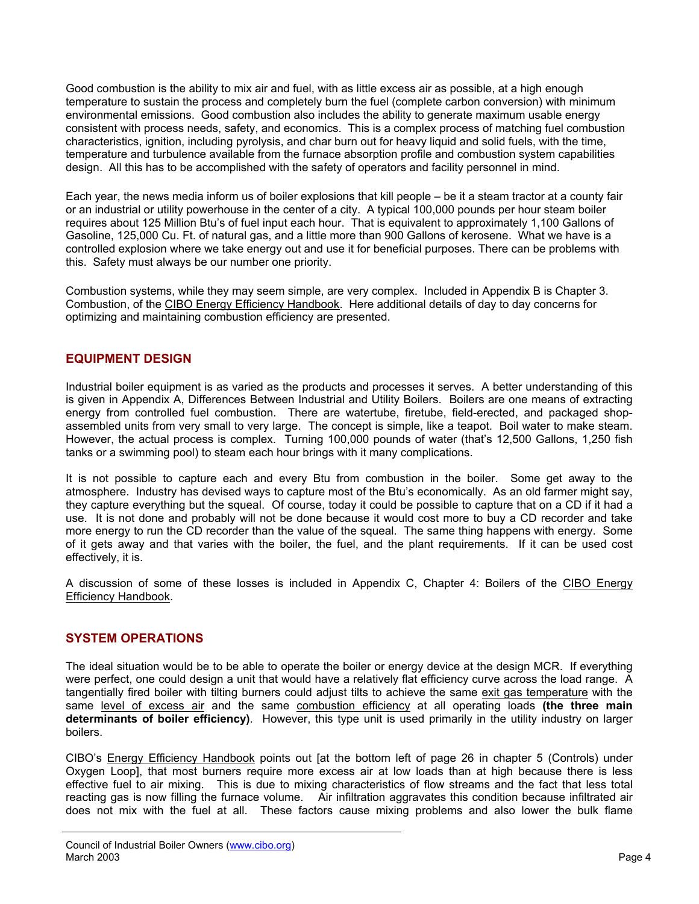Good combustion is the ability to mix air and fuel, with as little excess air as possible, at a high enough temperature to sustain the process and completely burn the fuel (complete carbon conversion) with minimum environmental emissions. Good combustion also includes the ability to generate maximum usable energy consistent with process needs, safety, and economics. This is a complex process of matching fuel combustion characteristics, ignition, including pyrolysis, and char burn out for heavy liquid and solid fuels, with the time, temperature and turbulence available from the furnace absorption profile and combustion system capabilities design. All this has to be accomplished with the safety of operators and facility personnel in mind.

Each year, the news media inform us of boiler explosions that kill people – be it a steam tractor at a county fair or an industrial or utility powerhouse in the center of a city. A typical 100,000 pounds per hour steam boiler requires about 125 Million Btu's of fuel input each hour. That is equivalent to approximately 1,100 Gallons of Gasoline, 125,000 Cu. Ft. of natural gas, and a little more than 900 Gallons of kerosene. What we have is a controlled explosion where we take energy out and use it for beneficial purposes. There can be problems with this. Safety must always be our number one priority.

Combustion systems, while they may seem simple, are very complex. Included in Appendix B is Chapter 3. Combustion, of the CIBO Energy Efficiency Handbook. Here additional details of day to day concerns for optimizing and maintaining combustion efficiency are presented.

## EQUIPMENT DESIGN

Industrial boiler equipment is as varied as the products and processes it serves. A better understanding of this is given in Appendix A, Differences Between Industrial and Utility Boilers. Boilers are one means of extracting energy from controlled fuel combustion. There are watertube, firetube, field-erected, and packaged shop-assembled units from very small to very large. The concept is simple, like a teapot. Boil water to make steam. However, the actual process is complex. Turning 100,000 pounds of water (that's 12,500 Gallons, 1,250 fish tanks or a swimming pool) to steam each hour brings with it many complications.

It is not possible to capture each and every Btu from combustion in the boiler. Some get away to the atmosphere. Industry has devised ways to capture most of the Btu's economically. As an old farmer might say, they capture everything but the squeal. Of course, today it could be possible to capture that on a CD if it had a use. It is not done and probably will not be done because it would cost more to buy a CD recorder and take more energy to run the CD recorder than the value of the squeal. The same thing happens with energy. Some of it gets away and that varies with the boiler, the fuel, and the plant requirements. If it can be used cost effectively, it is.

A discussion of some of these losses is included in Appendix C, Chapter 4: Boilers of the CIBO Energy Efficiency Handbook.

## SYSTEM OPERATIONS

The ideal situation would be to be able to operate the boiler or energy device at the design MCR. If everything were perfect, one could design a unit that would have a relatively flat efficiency curve across the load range. A tangentially fired boiler with tilting burners could adjust tilts to achieve the same exit gas temperature with the same level of excess air and the same combustion efficiency at all operating loads **(the three main determinants of boiler efficiency)**. However, this type unit is used primarily in the utility industry on larger boilers.

CIBO's Energy Efficiency Handbook points out [at the bottom left of page 26 in chapter 5 (Controls) under Oxygen Loop], that most burners require more excess air at low loads than at high because there is less effective fuel to air mixing. This is due to mixing characteristics of flow streams and the fact that less total reacting gas is now filling the furnace volume. Air infiltration aggravates this condition because infiltrated air does not mix with the fuel at all. These factors cause mixing problems and also lower the bulk flame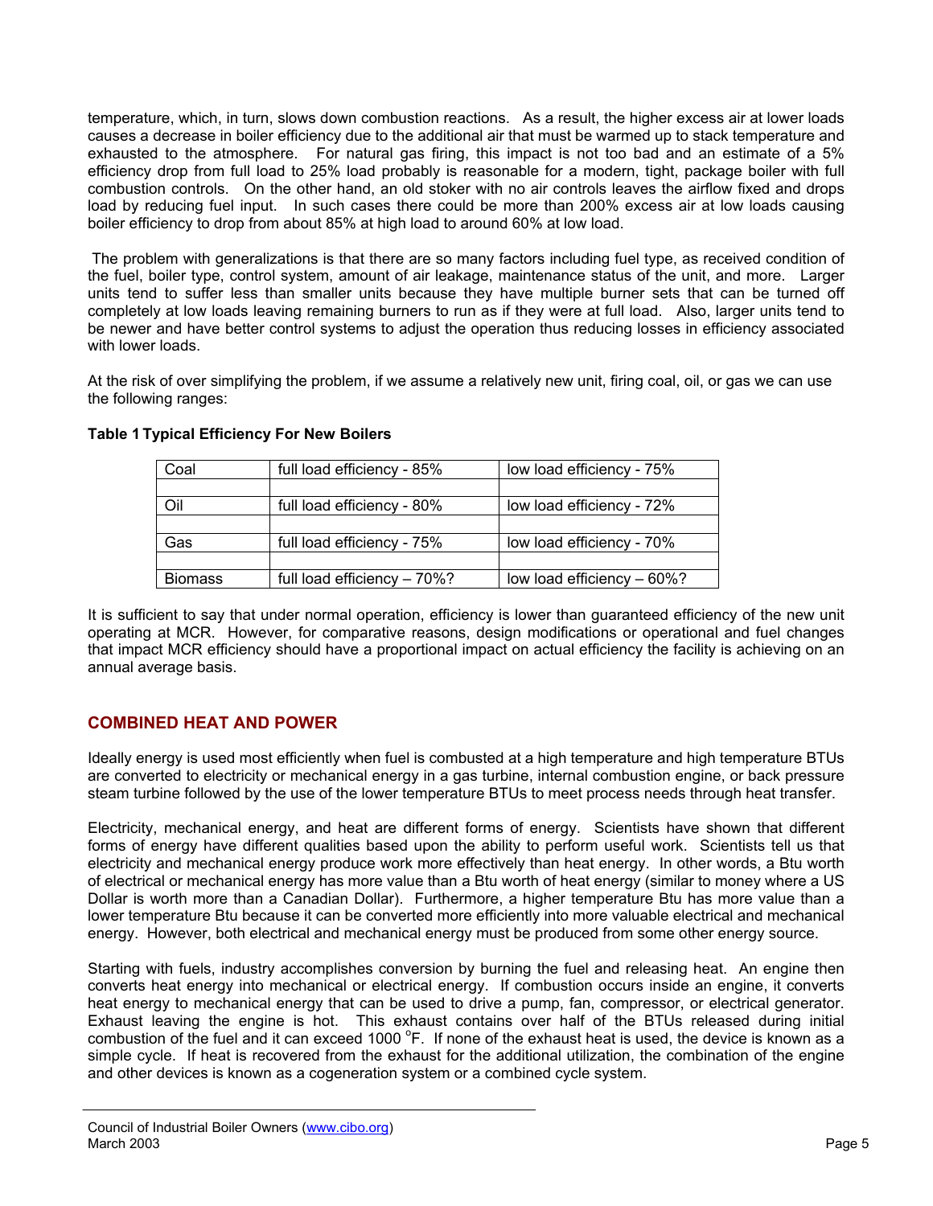temperature, which, in turn, slows down combustion reactions. As a result, the higher excess air at lower loads causes a decrease in boiler efficiency due to the additional air that must be warmed up to stack temperature and exhausted to the atmosphere. For natural gas firing, this impact is not too bad and an estimate of a 5% efficiency drop from full load to 25% load probably is reasonable for a modern, tight, package boiler with full combustion controls. On the other hand, an old stoker with no air controls leaves the airflow fixed and drops load by reducing fuel input. In such cases there could be more than 200% excess air at low loads causing boiler efficiency to drop from about 85% at high load to around 60% at low load.

The problem with generalizations is that there are so many factors including fuel type, as received condition of the fuel, boiler type, control system, amount of air leakage, maintenance status of the unit, and more. Larger units tend to suffer less than smaller units because they have multiple burner sets that can be turned off completely at low loads leaving remaining burners to run as if they were at full load. Also, larger units tend to be newer and have better control systems to adjust the operation thus reducing losses in efficiency associated with lower loads.

At the risk of over simplifying the problem, if we assume a relatively new unit, firing coal, oil, or gas we can use the following ranges:

**Table 1 Typical Efficiency For New Boilers**

| | | |
|---|---|---|
| Coal | full load efficiency - 85% | low load efficiency - 75% |
| | | |
| Oil | full load efficiency - 80% | low load efficiency - 72% |
| | | |
| Gas | full load efficiency - 75% | low load efficiency - 70% |
| | | |
| Biomass | full load efficiency – 70%? | low load efficiency – 60%? |

It is sufficient to say that under normal operation, efficiency is lower than guaranteed efficiency of the new unit operating at MCR. However, for comparative reasons, design modifications or operational and fuel changes that impact MCR efficiency should have a proportional impact on actual efficiency the facility is achieving on an annual average basis.

## COMBINED HEAT AND POWER

Ideally energy is used most efficiently when fuel is combusted at a high temperature and high temperature BTUs are converted to electricity or mechanical energy in a gas turbine, internal combustion engine, or back pressure steam turbine followed by the use of the lower temperature BTUs to meet process needs through heat transfer.

Electricity, mechanical energy, and heat are different forms of energy. Scientists have shown that different forms of energy have different qualities based upon the ability to perform useful work. Scientists tell us that electricity and mechanical energy produce work more effectively than heat energy. In other words, a Btu worth of electrical or mechanical energy has more value than a Btu worth of heat energy (similar to money where a US Dollar is worth more than a Canadian Dollar). Furthermore, a higher temperature Btu has more value than a lower temperature Btu because it can be converted more efficiently into more valuable electrical and mechanical energy. However, both electrical and mechanical energy must be produced from some other energy source.

Starting with fuels, industry accomplishes conversion by burning the fuel and releasing heat. An engine then converts heat energy into mechanical or electrical energy. If combustion occurs inside an engine, it converts heat energy to mechanical energy that can be used to drive a pump, fan, compressor, or electrical generator. Exhaust leaving the engine is hot. This exhaust contains over half of the BTUs released during initial combustion of the fuel and it can exceed 1000 °F. If none of the exhaust heat is used, the device is known as a simple cycle. If heat is recovered from the exhaust for the additional utilization, the combination of the engine and other devices is known as a cogeneration system or a combined cycle system.

Council of Industrial Boiler Owners (www.cibo.org)
March 2003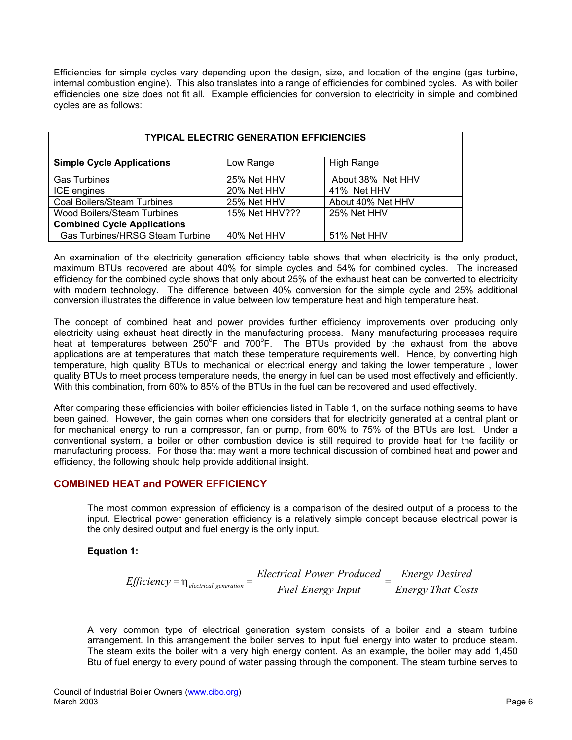Efficiencies for simple cycles vary depending upon the design, size, and location of the engine (gas turbine, internal combustion engine). This also translates into a range of efficiencies for combined cycles. As with boiler efficiencies one size does not fit all. Example efficiencies for conversion to electricity in simple and combined cycles are as follows:

| TYPICAL ELECTRIC GENERATION EFFICIENCIES | | |
|---|---|---|
| **Simple Cycle Applications** | Low Range | High Range |
| Gas Turbines | 25% Net HHV | About 38% Net HHV |
| ICE engines | 20% Net HHV | 41% Net HHV |
| Coal Boilers/Steam Turbines | 25% Net HHV | About 40% Net HHV |
| Wood Boilers/Steam Turbines | 15% Net HHV??? | 25% Net HHV |
| **Combined Cycle Applications** | | |
| Gas Turbines/HRSG Steam Turbine | 40% Net HHV | 51% Net HHV |

An examination of the electricity generation efficiency table shows that when electricity is the only product, maximum BTUs recovered are about 40% for simple cycles and 54% for combined cycles. The increased efficiency for the combined cycle shows that only about 25% of the exhaust heat can be converted to electricity with modern technology. The difference between 40% conversion for the simple cycle and 25% additional conversion illustrates the difference in value between low temperature heat and high temperature heat.

The concept of combined heat and power provides further efficiency improvements over producing only electricity using exhaust heat directly in the manufacturing process. Many manufacturing processes require heat at temperatures between 250°F and 700°F. The BTUs provided by the exhaust from the above applications are at temperatures that match these temperature requirements well. Hence, by converting high temperature, high quality BTUs to mechanical or electrical energy and taking the lower temperature , lower quality BTUs to meet process temperature needs, the energy in fuel can be used most effectively and efficiently. With this combination, from 60% to 85% of the BTUs in the fuel can be recovered and used effectively.

After comparing these efficiencies with boiler efficiencies listed in Table 1, on the surface nothing seems to have been gained. However, the gain comes when one considers that for electricity generated at a central plant or for mechanical energy to run a compressor, fan or pump, from 60% to 75% of the BTUs are lost. Under a conventional system, a boiler or other combustion device is still required to provide heat for the facility or manufacturing process. For those that may want a more technical discussion of combined heat and power and efficiency, the following should help provide additional insight.

## COMBINED HEAT and POWER EFFICIENCY

The most common expression of efficiency is a comparison of the desired output of a process to the input. Electrical power generation efficiency is a relatively simple concept because electrical power is the only desired output and fuel energy is the only input.

**Equation 1:**

$$Efficiency = \eta_{electrical\ generation} = \frac{Electrical\ Power\ Produced}{Fuel\ Energy\ Input} = \frac{Energy\ Desired}{Energy\ That\ Costs}$$

A very common type of electrical generation system consists of a boiler and a steam turbine arrangement. In this arrangement the boiler serves to input fuel energy into water to produce steam. The steam exits the boiler with a very high energy content. As an example, the boiler may add 1,450 Btu of fuel energy to every pound of water passing through the component. The steam turbine serves to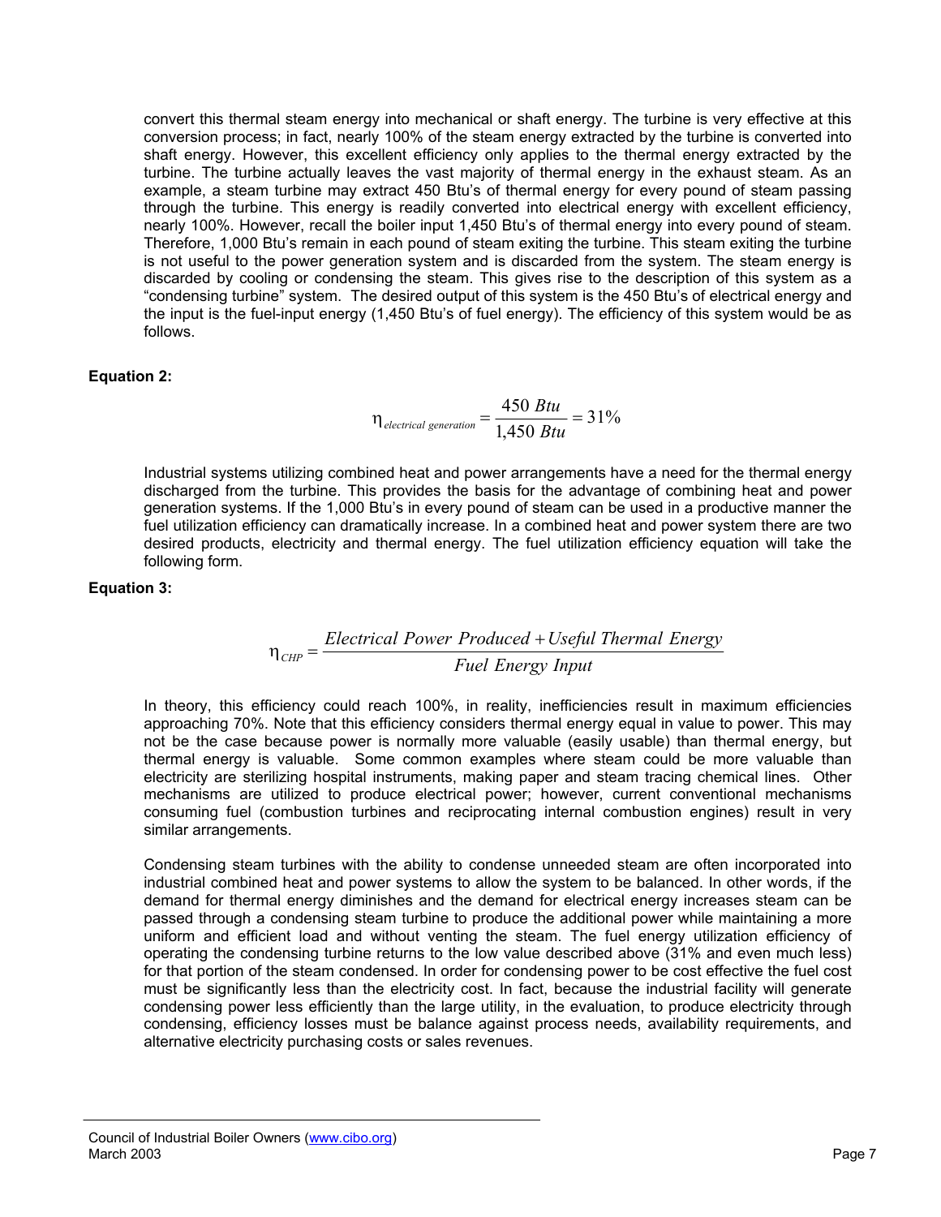convert this thermal steam energy into mechanical or shaft energy. The turbine is very effective at this conversion process; in fact, nearly 100% of the steam energy extracted by the turbine is converted into shaft energy. However, this excellent efficiency only applies to the thermal energy extracted by the turbine. The turbine actually leaves the vast majority of thermal energy in the exhaust steam. As an example, a steam turbine may extract 450 Btu's of thermal energy for every pound of steam passing through the turbine. This energy is readily converted into electrical energy with excellent efficiency, nearly 100%. However, recall the boiler input 1,450 Btu's of thermal energy into every pound of steam. Therefore, 1,000 Btu's remain in each pound of steam exiting the turbine. This steam exiting the turbine is not useful to the power generation system and is discarded from the system. The steam energy is discarded by cooling or condensing the steam. This gives rise to the description of this system as a "condensing turbine" system. The desired output of this system is the 450 Btu's of electrical energy and the input is the fuel-input energy (1,450 Btu's of fuel energy). The efficiency of this system would be as follows.

**Equation 2:**

$$\eta_{electrical\ generation} = \frac{450\ Btu}{1{,}450\ Btu} = 31\%$$

Industrial systems utilizing combined heat and power arrangements have a need for the thermal energy discharged from the turbine. This provides the basis for the advantage of combining heat and power generation systems. If the 1,000 Btu's in every pound of steam can be used in a productive manner the fuel utilization efficiency can dramatically increase. In a combined heat and power system there are two desired products, electricity and thermal energy. The fuel utilization efficiency equation will take the following form.

**Equation 3:**

$$\eta_{CHP} = \frac{Electrical\ Power\ Produced + Useful\ Thermal\ Energy}{Fuel\ Energy\ Input}$$

In theory, this efficiency could reach 100%, in reality, inefficiencies result in maximum efficiencies approaching 70%. Note that this efficiency considers thermal energy equal in value to power. This may not be the case because power is normally more valuable (easily usable) than thermal energy, but thermal energy is valuable. Some common examples where steam could be more valuable than electricity are sterilizing hospital instruments, making paper and steam tracing chemical lines. Other mechanisms are utilized to produce electrical power; however, current conventional mechanisms consuming fuel (combustion turbines and reciprocating internal combustion engines) result in very similar arrangements.

Condensing steam turbines with the ability to condense unneeded steam are often incorporated into industrial combined heat and power systems to allow the system to be balanced. In other words, if the demand for thermal energy diminishes and the demand for electrical energy increases steam can be passed through a condensing steam turbine to produce the additional power while maintaining a more uniform and efficient load and without venting the steam. The fuel energy utilization efficiency of operating the condensing turbine returns to the low value described above (31% and even much less) for that portion of the steam condensed. In order for condensing power to be cost effective the fuel cost must be significantly less than the electricity cost. In fact, because the industrial facility will generate condensing power less efficiently than the large utility, in the evaluation, to produce electricity through condensing, efficiency losses must be balance against process needs, availability requirements, and alternative electricity purchasing costs or sales revenues.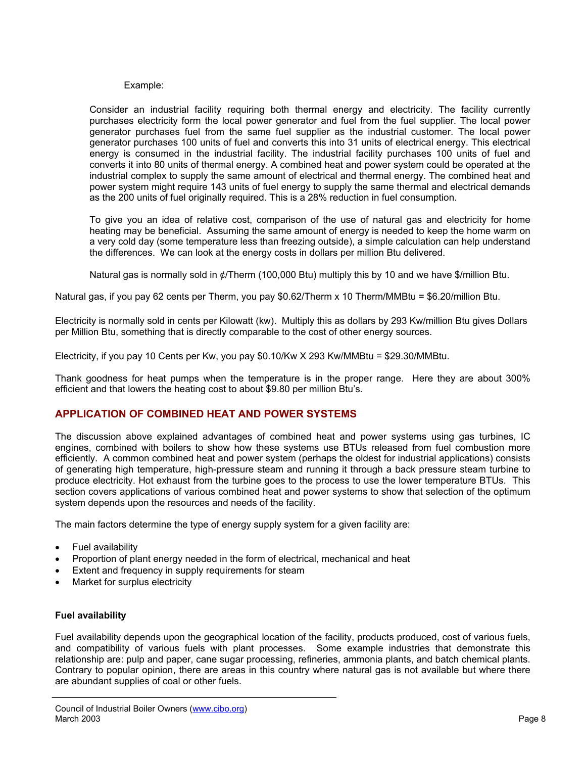Example:

Consider an industrial facility requiring both thermal energy and electricity. The facility currently purchases electricity form the local power generator and fuel from the fuel supplier. The local power generator purchases fuel from the same fuel supplier as the industrial customer. The local power generator purchases 100 units of fuel and converts this into 31 units of electrical energy. This electrical energy is consumed in the industrial facility. The industrial facility purchases 100 units of fuel and converts it into 80 units of thermal energy. A combined heat and power system could be operated at the industrial complex to supply the same amount of electrical and thermal energy. The combined heat and power system might require 143 units of fuel energy to supply the same thermal and electrical demands as the 200 units of fuel originally required. This is a 28% reduction in fuel consumption.

To give you an idea of relative cost, comparison of the use of natural gas and electricity for home heating may be beneficial. Assuming the same amount of energy is needed to keep the home warm on a very cold day (some temperature less than freezing outside), a simple calculation can help understand the differences. We can look at the energy costs in dollars per million Btu delivered.

Natural gas is normally sold in ¢/Therm (100,000 Btu) multiply this by 10 and we have $/million Btu.

Natural gas, if you pay 62 cents per Therm, you pay $0.62/Therm x 10 Therm/MMBtu = $6.20/million Btu.

Electricity is normally sold in cents per Kilowatt (kw). Multiply this as dollars by 293 Kw/million Btu gives Dollars per Million Btu, something that is directly comparable to the cost of other energy sources.

Electricity, if you pay 10 Cents per Kw, you pay $0.10/Kw X 293 Kw/MMBtu = $29.30/MMBtu.

Thank goodness for heat pumps when the temperature is in the proper range. Here they are about 300% efficient and that lowers the heating cost to about $9.80 per million Btu's.

## APPLICATION OF COMBINED HEAT AND POWER SYSTEMS

The discussion above explained advantages of combined heat and power systems using gas turbines, IC engines, combined with boilers to show how these systems use BTUs released from fuel combustion more efficiently. A common combined heat and power system (perhaps the oldest for industrial applications) consists of generating high temperature, high-pressure steam and running it through a back pressure steam turbine to produce electricity. Hot exhaust from the turbine goes to the process to use the lower temperature BTUs. This section covers applications of various combined heat and power systems to show that selection of the optimum system depends upon the resources and needs of the facility.

The main factors determine the type of energy supply system for a given facility are:

- Fuel availability
- Proportion of plant energy needed in the form of electrical, mechanical and heat
- Extent and frequency in supply requirements for steam
- Market for surplus electricity

### Fuel availability

Fuel availability depends upon the geographical location of the facility, products produced, cost of various fuels, and compatibility of various fuels with plant processes. Some example industries that demonstrate this relationship are: pulp and paper, cane sugar processing, refineries, ammonia plants, and batch chemical plants. Contrary to popular opinion, there are areas in this country where natural gas is not available but where there are abundant supplies of coal or other fuels.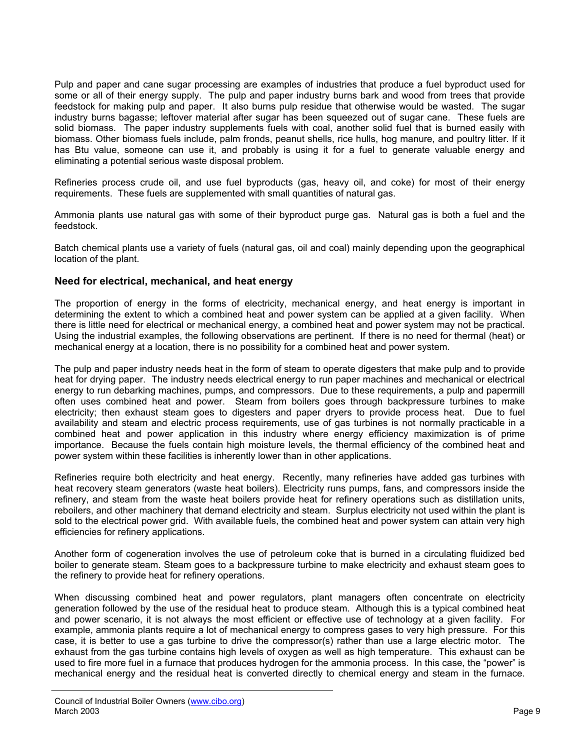Pulp and paper and cane sugar processing are examples of industries that produce a fuel byproduct used for some or all of their energy supply. The pulp and paper industry burns bark and wood from trees that provide feedstock for making pulp and paper. It also burns pulp residue that otherwise would be wasted. The sugar industry burns bagasse; leftover material after sugar has been squeezed out of sugar cane. These fuels are solid biomass. The paper industry supplements fuels with coal, another solid fuel that is burned easily with biomass. Other biomass fuels include, palm fronds, peanut shells, rice hulls, hog manure, and poultry litter. If it has Btu value, someone can use it, and probably is using it for a fuel to generate valuable energy and eliminating a potential serious waste disposal problem.

Refineries process crude oil, and use fuel byproducts (gas, heavy oil, and coke) for most of their energy requirements. These fuels are supplemented with small quantities of natural gas.

Ammonia plants use natural gas with some of their byproduct purge gas. Natural gas is both a fuel and the feedstock.

Batch chemical plants use a variety of fuels (natural gas, oil and coal) mainly depending upon the geographical location of the plant.

### Need for electrical, mechanical, and heat energy

The proportion of energy in the forms of electricity, mechanical energy, and heat energy is important in determining the extent to which a combined heat and power system can be applied at a given facility. When there is little need for electrical or mechanical energy, a combined heat and power system may not be practical. Using the industrial examples, the following observations are pertinent. If there is no need for thermal (heat) or mechanical energy at a location, there is no possibility for a combined heat and power system.

The pulp and paper industry needs heat in the form of steam to operate digesters that make pulp and to provide heat for drying paper. The industry needs electrical energy to run paper machines and mechanical or electrical energy to run debarking machines, pumps, and compressors. Due to these requirements, a pulp and papermill often uses combined heat and power. Steam from boilers goes through backpressure turbines to make electricity; then exhaust steam goes to digesters and paper dryers to provide process heat. Due to fuel availability and steam and electric process requirements, use of gas turbines is not normally practicable in a combined heat and power application in this industry where energy efficiency maximization is of prime importance. Because the fuels contain high moisture levels, the thermal efficiency of the combined heat and power system within these facilities is inherently lower than in other applications.

Refineries require both electricity and heat energy. Recently, many refineries have added gas turbines with heat recovery steam generators (waste heat boilers). Electricity runs pumps, fans, and compressors inside the refinery, and steam from the waste heat boilers provide heat for refinery operations such as distillation units, reboilers, and other machinery that demand electricity and steam. Surplus electricity not used within the plant is sold to the electrical power grid. With available fuels, the combined heat and power system can attain very high efficiencies for refinery applications.

Another form of cogeneration involves the use of petroleum coke that is burned in a circulating fluidized bed boiler to generate steam. Steam goes to a backpressure turbine to make electricity and exhaust steam goes to the refinery to provide heat for refinery operations.

When discussing combined heat and power regulators, plant managers often concentrate on electricity generation followed by the use of the residual heat to produce steam. Although this is a typical combined heat and power scenario, it is not always the most efficient or effective use of technology at a given facility. For example, ammonia plants require a lot of mechanical energy to compress gases to very high pressure. For this case, it is better to use a gas turbine to drive the compressor(s) rather than use a large electric motor. The exhaust from the gas turbine contains high levels of oxygen as well as high temperature. This exhaust can be used to fire more fuel in a furnace that produces hydrogen for the ammonia process. In this case, the "power" is mechanical energy and the residual heat is converted directly to chemical energy and steam in the furnace.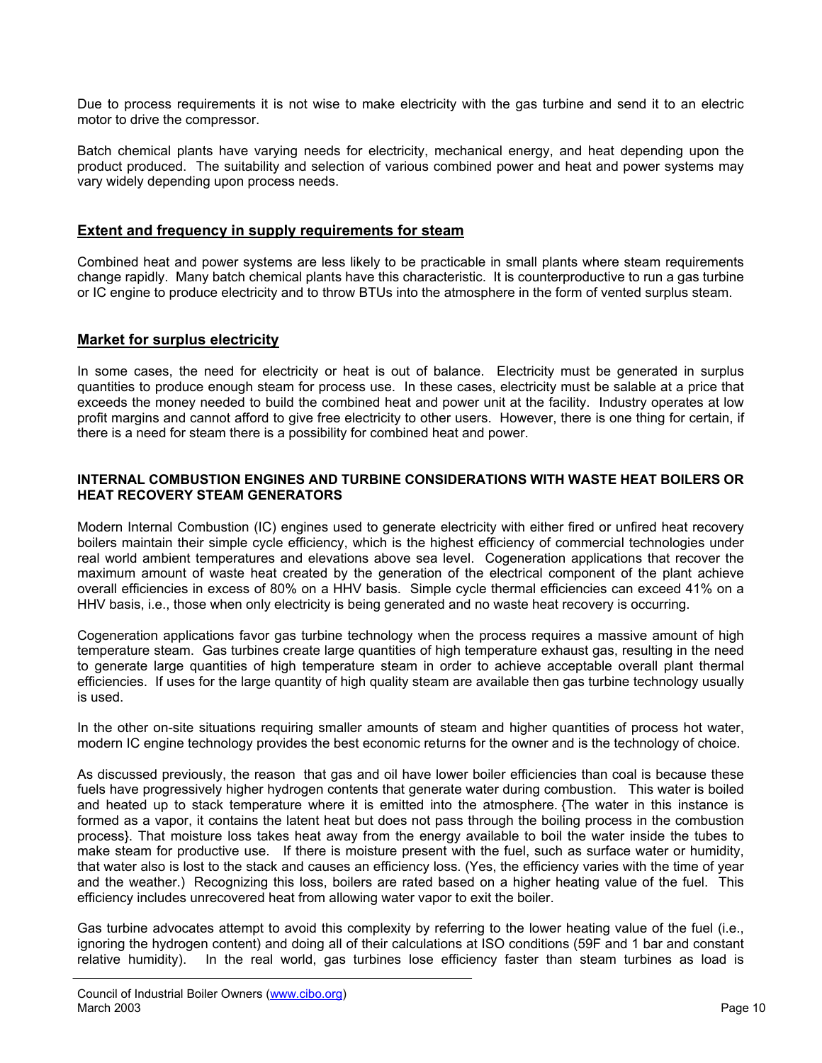Due to process requirements it is not wise to make electricity with the gas turbine and send it to an electric motor to drive the compressor.

Batch chemical plants have varying needs for electricity, mechanical energy, and heat depending upon the product produced. The suitability and selection of various combined power and heat and power systems may vary widely depending upon process needs.

## Extent and frequency in supply requirements for steam

Combined heat and power systems are less likely to be practicable in small plants where steam requirements change rapidly. Many batch chemical plants have this characteristic. It is counterproductive to run a gas turbine or IC engine to produce electricity and to throw BTUs into the atmosphere in the form of vented surplus steam.

## Market for surplus electricity

In some cases, the need for electricity or heat is out of balance. Electricity must be generated in surplus quantities to produce enough steam for process use. In these cases, electricity must be salable at a price that exceeds the money needed to build the combined heat and power unit at the facility. Industry operates at low profit margins and cannot afford to give free electricity to other users. However, there is one thing for certain, if there is a need for steam there is a possibility for combined heat and power.

### INTERNAL COMBUSTION ENGINES AND TURBINE CONSIDERATIONS WITH WASTE HEAT BOILERS OR HEAT RECOVERY STEAM GENERATORS

Modern Internal Combustion (IC) engines used to generate electricity with either fired or unfired heat recovery boilers maintain their simple cycle efficiency, which is the highest efficiency of commercial technologies under real world ambient temperatures and elevations above sea level. Cogeneration applications that recover the maximum amount of waste heat created by the generation of the electrical component of the plant achieve overall efficiencies in excess of 80% on a HHV basis. Simple cycle thermal efficiencies can exceed 41% on a HHV basis, i.e., those when only electricity is being generated and no waste heat recovery is occurring.

Cogeneration applications favor gas turbine technology when the process requires a massive amount of high temperature steam. Gas turbines create large quantities of high temperature exhaust gas, resulting in the need to generate large quantities of high temperature steam in order to achieve acceptable overall plant thermal efficiencies. If uses for the large quantity of high quality steam are available then gas turbine technology usually is used.

In the other on-site situations requiring smaller amounts of steam and higher quantities of process hot water, modern IC engine technology provides the best economic returns for the owner and is the technology of choice.

As discussed previously, the reason that gas and oil have lower boiler efficiencies than coal is because these fuels have progressively higher hydrogen contents that generate water during combustion. This water is boiled and heated up to stack temperature where it is emitted into the atmosphere. {The water in this instance is formed as a vapor, it contains the latent heat but does not pass through the boiling process in the combustion process}. That moisture loss takes heat away from the energy available to boil the water inside the tubes to make steam for productive use. If there is moisture present with the fuel, such as surface water or humidity, that water also is lost to the stack and causes an efficiency loss. (Yes, the efficiency varies with the time of year and the weather.) Recognizing this loss, boilers are rated based on a higher heating value of the fuel. This efficiency includes unrecovered heat from allowing water vapor to exit the boiler.

Gas turbine advocates attempt to avoid this complexity by referring to the lower heating value of the fuel (i.e., ignoring the hydrogen content) and doing all of their calculations at ISO conditions (59F and 1 bar and constant relative humidity). In the real world, gas turbines lose efficiency faster than steam turbines as load is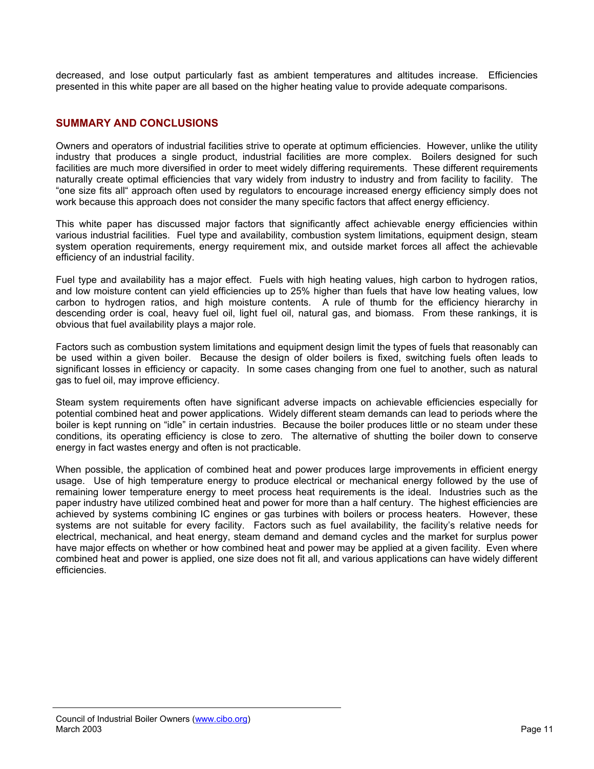decreased, and lose output particularly fast as ambient temperatures and altitudes increase. Efficiencies presented in this white paper are all based on the higher heating value to provide adequate comparisons.

## SUMMARY AND CONCLUSIONS

Owners and operators of industrial facilities strive to operate at optimum efficiencies. However, unlike the utility industry that produces a single product, industrial facilities are more complex. Boilers designed for such facilities are much more diversified in order to meet widely differing requirements. These different requirements naturally create optimal efficiencies that vary widely from industry to industry and from facility to facility. The "one size fits all" approach often used by regulators to encourage increased energy efficiency simply does not work because this approach does not consider the many specific factors that affect energy efficiency.

This white paper has discussed major factors that significantly affect achievable energy efficiencies within various industrial facilities. Fuel type and availability, combustion system limitations, equipment design, steam system operation requirements, energy requirement mix, and outside market forces all affect the achievable efficiency of an industrial facility.

Fuel type and availability has a major effect. Fuels with high heating values, high carbon to hydrogen ratios, and low moisture content can yield efficiencies up to 25% higher than fuels that have low heating values, low carbon to hydrogen ratios, and high moisture contents. A rule of thumb for the efficiency hierarchy in descending order is coal, heavy fuel oil, light fuel oil, natural gas, and biomass. From these rankings, it is obvious that fuel availability plays a major role.

Factors such as combustion system limitations and equipment design limit the types of fuels that reasonably can be used within a given boiler. Because the design of older boilers is fixed, switching fuels often leads to significant losses in efficiency or capacity. In some cases changing from one fuel to another, such as natural gas to fuel oil, may improve efficiency.

Steam system requirements often have significant adverse impacts on achievable efficiencies especially for potential combined heat and power applications. Widely different steam demands can lead to periods where the boiler is kept running on "idle" in certain industries. Because the boiler produces little or no steam under these conditions, its operating efficiency is close to zero. The alternative of shutting the boiler down to conserve energy in fact wastes energy and often is not practicable.

When possible, the application of combined heat and power produces large improvements in efficient energy usage. Use of high temperature energy to produce electrical or mechanical energy followed by the use of remaining lower temperature energy to meet process heat requirements is the ideal. Industries such as the paper industry have utilized combined heat and power for more than a half century. The highest efficiencies are achieved by systems combining IC engines or gas turbines with boilers or process heaters. However, these systems are not suitable for every facility. Factors such as fuel availability, the facility's relative needs for electrical, mechanical, and heat energy, steam demand and demand cycles and the market for surplus power have major effects on whether or how combined heat and power may be applied at a given facility. Even where combined heat and power is applied, one size does not fit all, and various applications can have widely different efficiencies.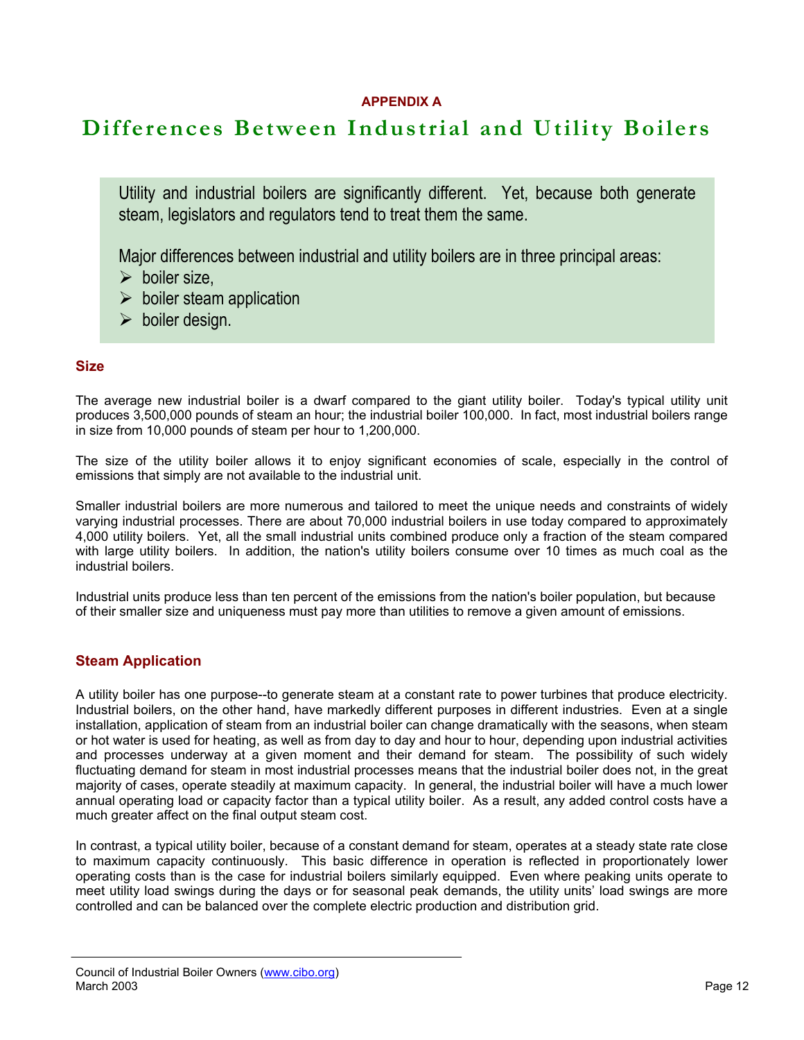**APPENDIX A**

# Differences Between Industrial and Utility Boilers

Utility and industrial boilers are significantly different. Yet, because both generate steam, legislators and regulators tend to treat them the same.

Major differences between industrial and utility boilers are in three principal areas:

- boiler size,
- boiler steam application
- boiler design.

## Size

The average new industrial boiler is a dwarf compared to the giant utility boiler. Today's typical utility unit produces 3,500,000 pounds of steam an hour; the industrial boiler 100,000. In fact, most industrial boilers range in size from 10,000 pounds of steam per hour to 1,200,000.

The size of the utility boiler allows it to enjoy significant economies of scale, especially in the control of emissions that simply are not available to the industrial unit.

Smaller industrial boilers are more numerous and tailored to meet the unique needs and constraints of widely varying industrial processes. There are about 70,000 industrial boilers in use today compared to approximately 4,000 utility boilers. Yet, all the small industrial units combined produce only a fraction of the steam compared with large utility boilers. In addition, the nation's utility boilers consume over 10 times as much coal as the industrial boilers.

Industrial units produce less than ten percent of the emissions from the nation's boiler population, but because of their smaller size and uniqueness must pay more than utilities to remove a given amount of emissions.

## Steam Application

A utility boiler has one purpose--to generate steam at a constant rate to power turbines that produce electricity. Industrial boilers, on the other hand, have markedly different purposes in different industries. Even at a single installation, application of steam from an industrial boiler can change dramatically with the seasons, when steam or hot water is used for heating, as well as from day to day and hour to hour, depending upon industrial activities and processes underway at a given moment and their demand for steam. The possibility of such widely fluctuating demand for steam in most industrial processes means that the industrial boiler does not, in the great majority of cases, operate steadily at maximum capacity. In general, the industrial boiler will have a much lower annual operating load or capacity factor than a typical utility boiler. As a result, any added control costs have a much greater affect on the final output steam cost.

In contrast, a typical utility boiler, because of a constant demand for steam, operates at a steady state rate close to maximum capacity continuously. This basic difference in operation is reflected in proportionately lower operating costs than is the case for industrial boilers similarly equipped. Even where peaking units operate to meet utility load swings during the days or for seasonal peak demands, the utility units' load swings are more controlled and can be balanced over the complete electric production and distribution grid.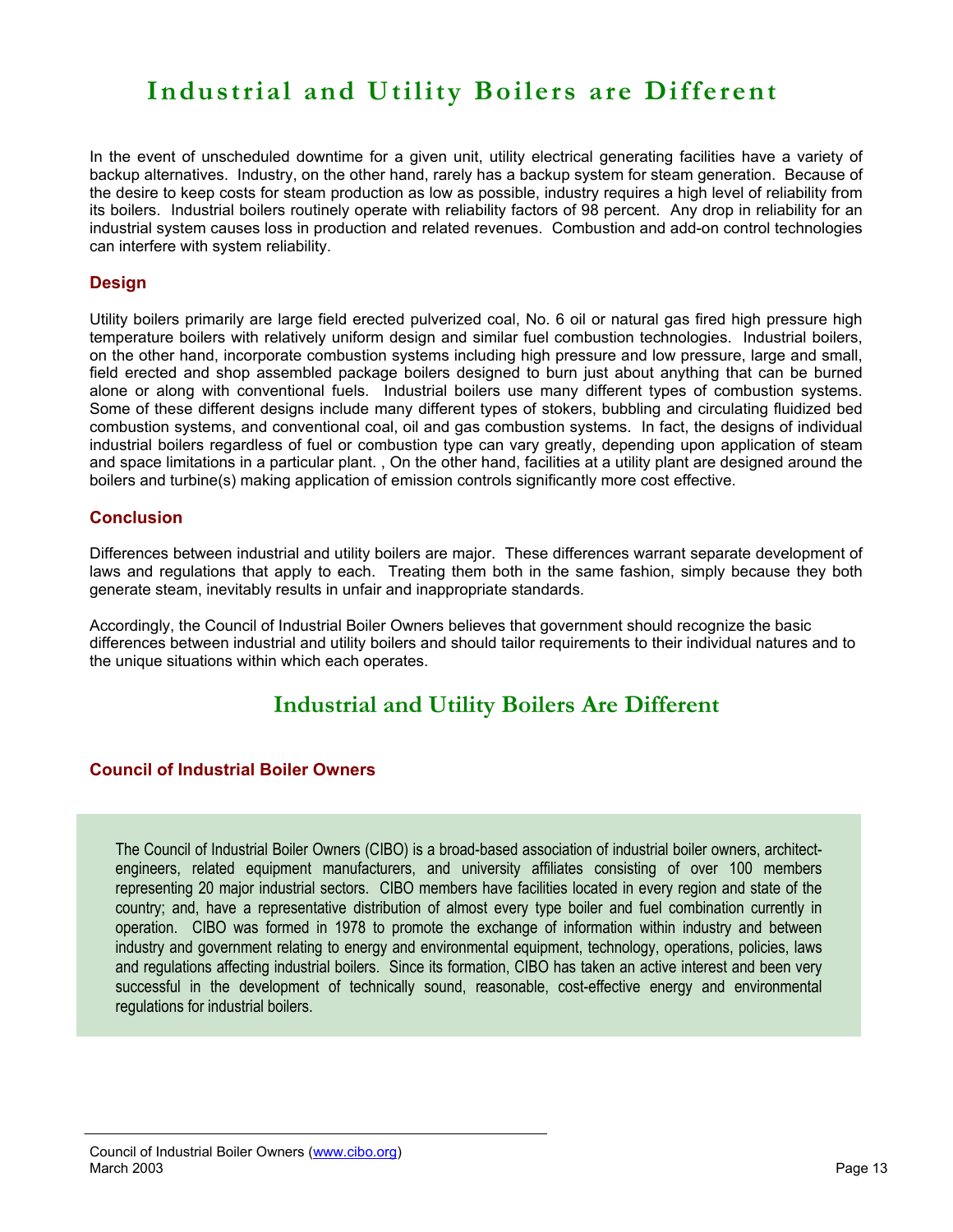# Industrial and Utility Boilers are Different

In the event of unscheduled downtime for a given unit, utility electrical generating facilities have a variety of backup alternatives. Industry, on the other hand, rarely has a backup system for steam generation. Because of the desire to keep costs for steam production as low as possible, industry requires a high level of reliability from its boilers. Industrial boilers routinely operate with reliability factors of 98 percent. Any drop in reliability for an industrial system causes loss in production and related revenues. Combustion and add-on control technologies can interfere with system reliability.

### Design

Utility boilers primarily are large field erected pulverized coal, No. 6 oil or natural gas fired high pressure high temperature boilers with relatively uniform design and similar fuel combustion technologies. Industrial boilers, on the other hand, incorporate combustion systems including high pressure and low pressure, large and small, field erected and shop assembled package boilers designed to burn just about anything that can be burned alone or along with conventional fuels. Industrial boilers use many different types of combustion systems. Some of these different designs include many different types of stokers, bubbling and circulating fluidized bed combustion systems, and conventional coal, oil and gas combustion systems. In fact, the designs of individual industrial boilers regardless of fuel or combustion type can vary greatly, depending upon application of steam and space limitations in a particular plant. , On the other hand, facilities at a utility plant are designed around the boilers and turbine(s) making application of emission controls significantly more cost effective.

### Conclusion

Differences between industrial and utility boilers are major. These differences warrant separate development of laws and regulations that apply to each. Treating them both in the same fashion, simply because they both generate steam, inevitably results in unfair and inappropriate standards.

Accordingly, the Council of Industrial Boiler Owners believes that government should recognize the basic differences between industrial and utility boilers and should tailor requirements to their individual natures and to the unique situations within which each operates.

## Industrial and Utility Boilers Are Different

### Council of Industrial Boiler Owners

The Council of Industrial Boiler Owners (CIBO) is a broad-based association of industrial boiler owners, architect-engineers, related equipment manufacturers, and university affiliates consisting of over 100 members representing 20 major industrial sectors. CIBO members have facilities located in every region and state of the country; and, have a representative distribution of almost every type boiler and fuel combination currently in operation. CIBO was formed in 1978 to promote the exchange of information within industry and between industry and government relating to energy and environmental equipment, technology, operations, policies, laws and regulations affecting industrial boilers. Since its formation, CIBO has taken an active interest and been very successful in the development of technically sound, reasonable, cost-effective energy and environmental regulations for industrial boilers.